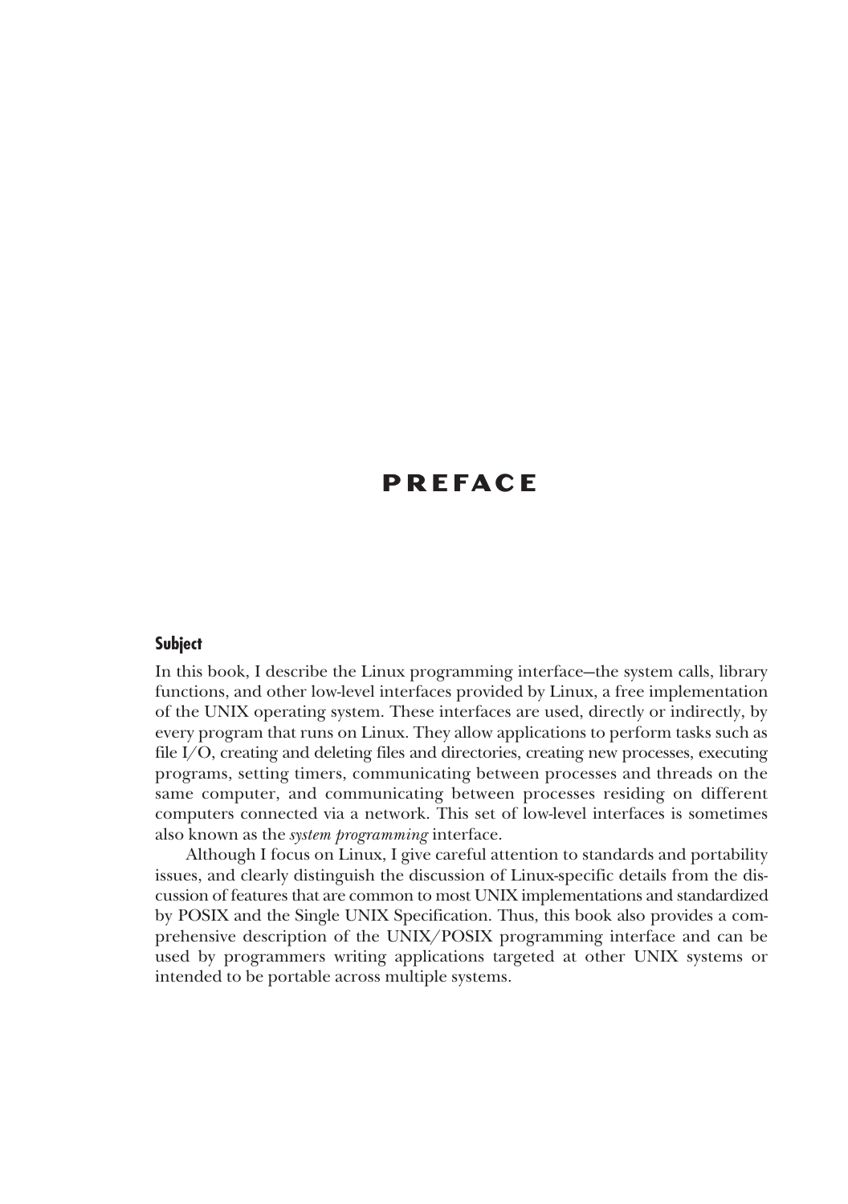# PREFACE

## Subject

In this book, I describe the Linux programming interface—the system calls, library functions, and other low-level interfaces provided by Linux, a free implementation of the UNIX operating system. These interfaces are used, directly or indirectly, by every program that runs on Linux. They allow applications to perform tasks such as file I/O, creating and deleting files and directories, creating new processes, executing programs, setting timers, communicating between processes and threads on the same computer, and communicating between processes residing on different computers connected via a network. This set of low-level interfaces is sometimes also known as the *system programming* interface.

Although I focus on Linux, I give careful attention to standards and portability issues, and clearly distinguish the discussion of Linux-specific details from the discussion of features that are common to most UNIX implementations and standardized by POSIX and the Single UNIX Specification. Thus, this book also provides a comprehensive description of the UNIX/POSIX programming interface and can be used by programmers writing applications targeted at other UNIX systems or intended to be portable across multiple systems.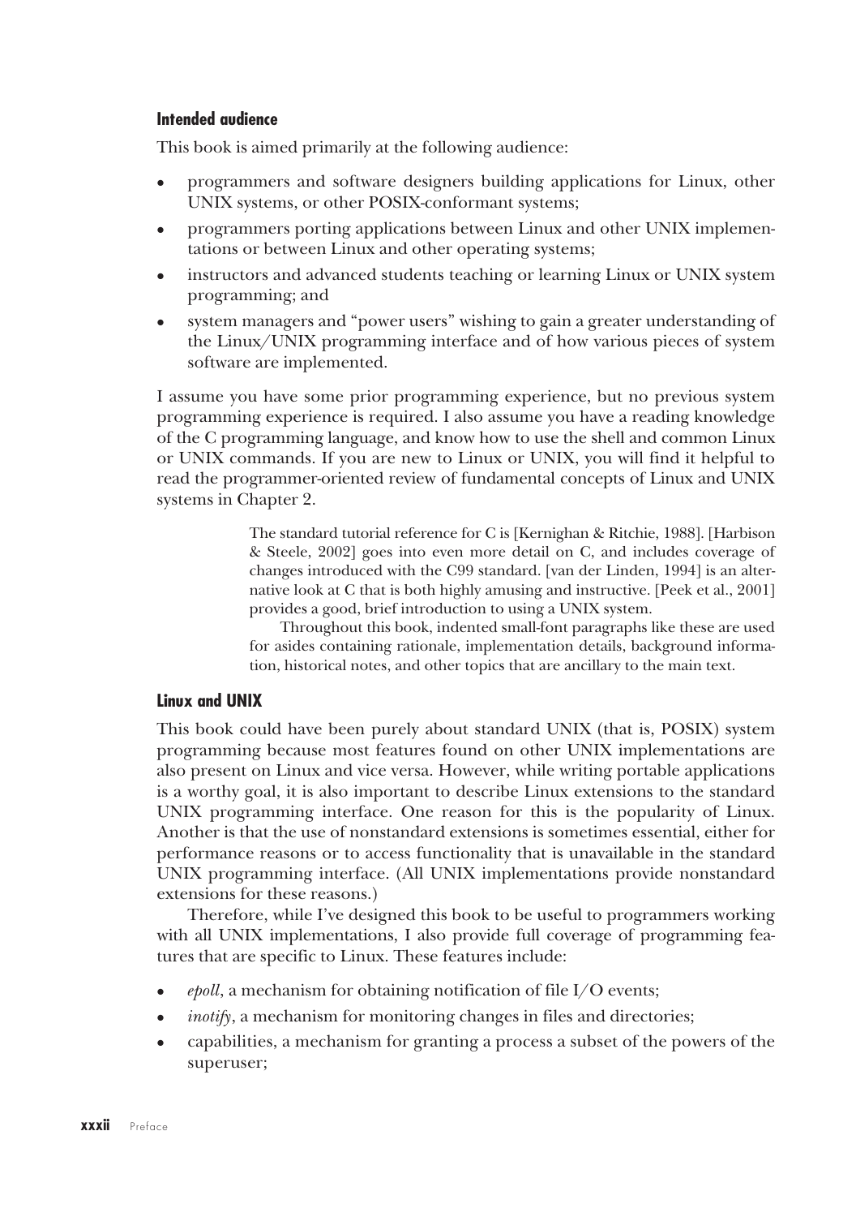### Intended audience

This book is aimed primarily at the following audience:

- programmers and software designers building applications for Linux, other UNIX systems, or other POSIX-conformant systems;
- programmers porting applications between Linux and other UNIX implementations or between Linux and other operating systems;
- instructors and advanced students teaching or learning Linux or UNIX system programming; and
- system managers and "power users" wishing to gain a greater understanding of the Linux/UNIX programming interface and of how various pieces of system software are implemented.

I assume you have some prior programming experience, but no previous system programming experience is required. I also assume you have a reading knowledge of the C programming language, and know how to use the shell and common Linux or UNIX commands. If you are new to Linux or UNIX, you will find it helpful to read the programmer-oriented review of fundamental concepts of Linux and UNIX systems in Chapter 2.

> The standard tutorial reference for C is [Kernighan & Ritchie, 1988]. [Harbison & Steele, 2002] goes into even more detail on C, and includes coverage of changes introduced with the C99 standard. [van der Linden, 1994] is an alternative look at C that is both highly amusing and instructive. [Peek et al., 2001] provides a good, brief introduction to using a UNIX system.
>
> Throughout this book, indented small-font paragraphs like these are used for asides containing rationale, implementation details, background information, historical notes, and other topics that are ancillary to the main text.

### Linux and UNIX

This book could have been purely about standard UNIX (that is, POSIX) system programming because most features found on other UNIX implementations are also present on Linux and vice versa. However, while writing portable applications is a worthy goal, it is also important to describe Linux extensions to the standard UNIX programming interface. One reason for this is the popularity of Linux. Another is that the use of nonstandard extensions is sometimes essential, either for performance reasons or to access functionality that is unavailable in the standard UNIX programming interface. (All UNIX implementations provide nonstandard extensions for these reasons.)

Therefore, while I've designed this book to be useful to programmers working with all UNIX implementations, I also provide full coverage of programming features that are specific to Linux. These features include:

- *epoll*, a mechanism for obtaining notification of file I/O events;
- *inotify*, a mechanism for monitoring changes in files and directories;
- capabilities, a mechanism for granting a process a subset of the powers of the superuser;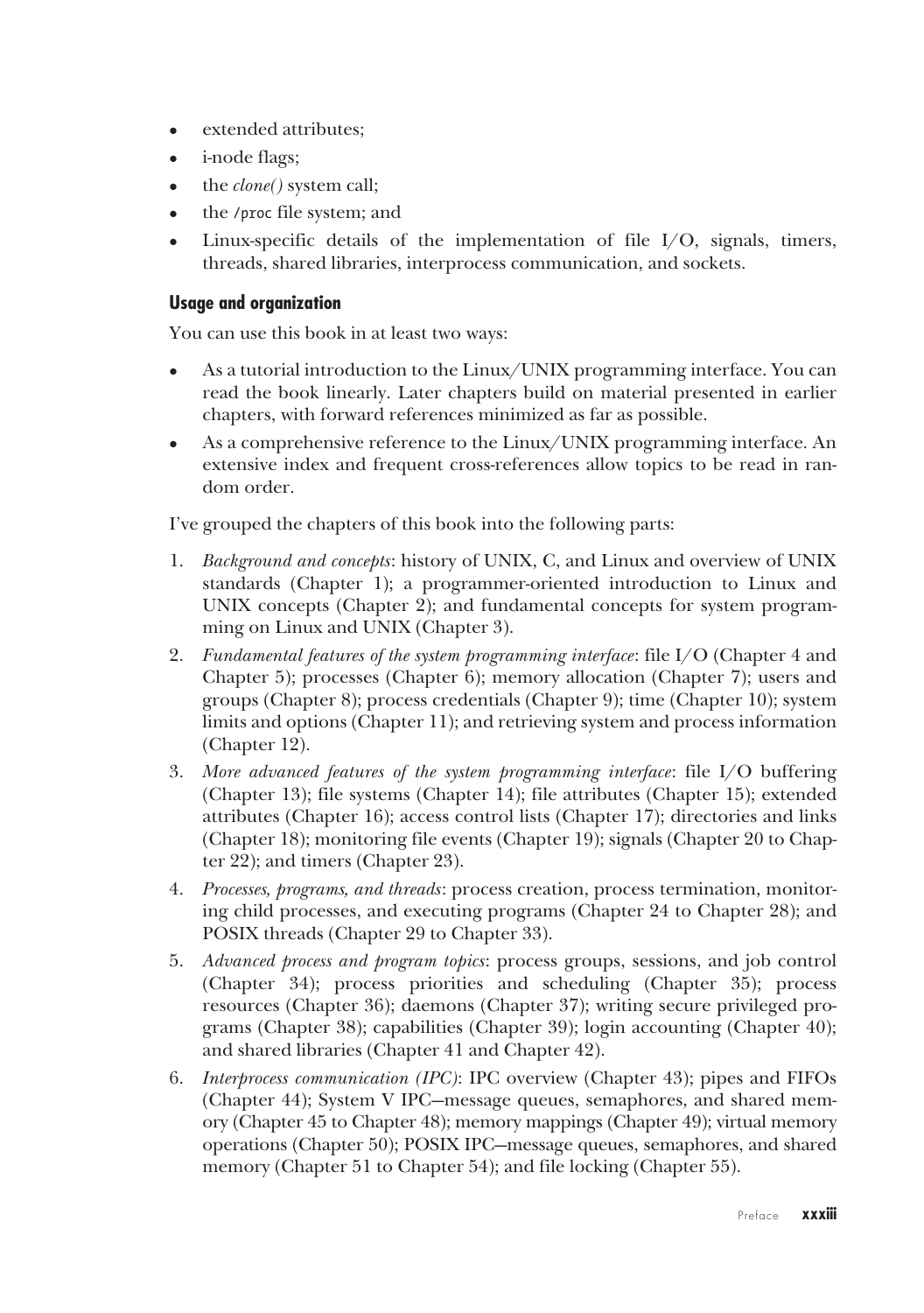- extended attributes;
- i-node flags;
- the *clone()* system call;
- the `/proc` file system; and
- Linux-specific details of the implementation of file I/O, signals, timers, threads, shared libraries, interprocess communication, and sockets.

### Usage and organization

You can use this book in at least two ways:

- As a tutorial introduction to the Linux/UNIX programming interface. You can read the book linearly. Later chapters build on material presented in earlier chapters, with forward references minimized as far as possible.
- As a comprehensive reference to the Linux/UNIX programming interface. An extensive index and frequent cross-references allow topics to be read in random order.

I've grouped the chapters of this book into the following parts:

1. *Background and concepts*: history of UNIX, C, and Linux and overview of UNIX standards (Chapter 1); a programmer-oriented introduction to Linux and UNIX concepts (Chapter 2); and fundamental concepts for system programming on Linux and UNIX (Chapter 3).
2. *Fundamental features of the system programming interface*: file I/O (Chapter 4 and Chapter 5); processes (Chapter 6); memory allocation (Chapter 7); users and groups (Chapter 8); process credentials (Chapter 9); time (Chapter 10); system limits and options (Chapter 11); and retrieving system and process information (Chapter 12).
3. *More advanced features of the system programming interface*: file I/O buffering (Chapter 13); file systems (Chapter 14); file attributes (Chapter 15); extended attributes (Chapter 16); access control lists (Chapter 17); directories and links (Chapter 18); monitoring file events (Chapter 19); signals (Chapter 20 to Chapter 22); and timers (Chapter 23).
4. *Processes, programs, and threads*: process creation, process termination, monitoring child processes, and executing programs (Chapter 24 to Chapter 28); and POSIX threads (Chapter 29 to Chapter 33).
5. *Advanced process and program topics*: process groups, sessions, and job control (Chapter 34); process priorities and scheduling (Chapter 35); process resources (Chapter 36); daemons (Chapter 37); writing secure privileged programs (Chapter 38); capabilities (Chapter 39); login accounting (Chapter 40); and shared libraries (Chapter 41 and Chapter 42).
6. *Interprocess communication (IPC)*: IPC overview (Chapter 43); pipes and FIFOs (Chapter 44); System V IPC—message queues, semaphores, and shared memory (Chapter 45 to Chapter 48); memory mappings (Chapter 49); virtual memory operations (Chapter 50); POSIX IPC—message queues, semaphores, and shared memory (Chapter 51 to Chapter 54); and file locking (Chapter 55).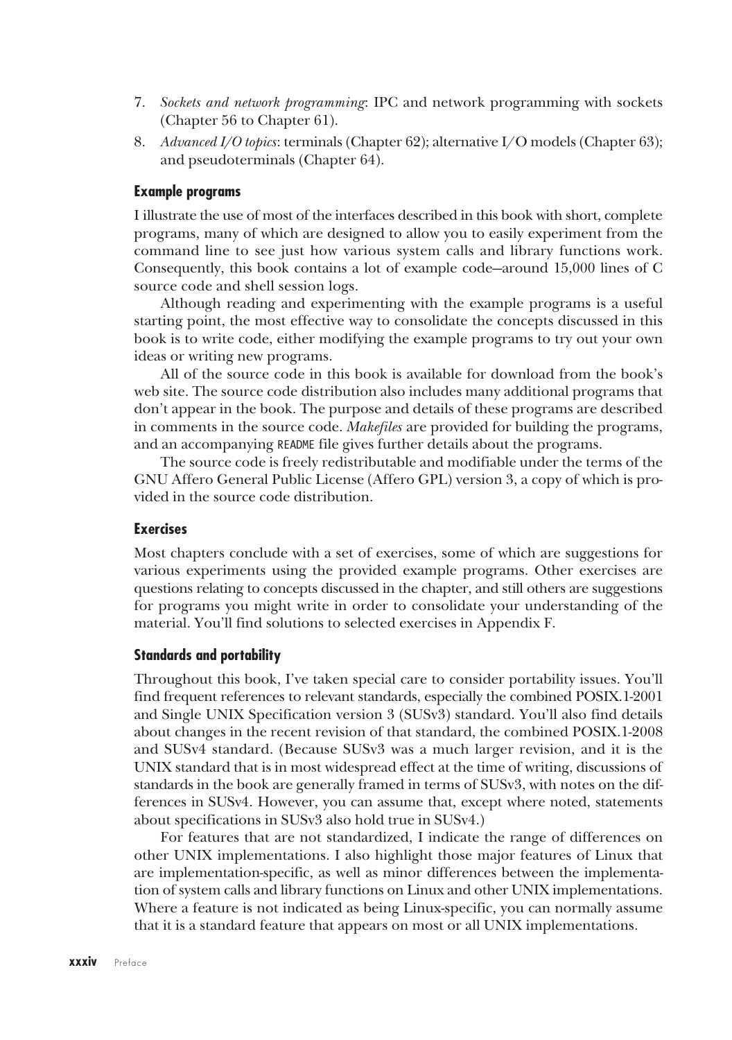7. *Sockets and network programming*: IPC and network programming with sockets (Chapter 56 to Chapter 61).
8. *Advanced I/O topics*: terminals (Chapter 62); alternative I/O models (Chapter 63); and pseudoterminals (Chapter 64).

### Example programs

I illustrate the use of most of the interfaces described in this book with short, complete programs, many of which are designed to allow you to easily experiment from the command line to see just how various system calls and library functions work. Consequently, this book contains a lot of example code—around 15,000 lines of C source code and shell session logs.

Although reading and experimenting with the example programs is a useful starting point, the most effective way to consolidate the concepts discussed in this book is to write code, either modifying the example programs to try out your own ideas or writing new programs.

All of the source code in this book is available for download from the book's web site. The source code distribution also includes many additional programs that don't appear in the book. The purpose and details of these programs are described in comments in the source code. *Makefiles* are provided for building the programs, and an accompanying `README` file gives further details about the programs.

The source code is freely redistributable and modifiable under the terms of the GNU Affero General Public License (Affero GPL) version 3, a copy of which is provided in the source code distribution.

### Exercises

Most chapters conclude with a set of exercises, some of which are suggestions for various experiments using the provided example programs. Other exercises are questions relating to concepts discussed in the chapter, and still others are suggestions for programs you might write in order to consolidate your understanding of the material. You'll find solutions to selected exercises in Appendix F.

### Standards and portability

Throughout this book, I've taken special care to consider portability issues. You'll find frequent references to relevant standards, especially the combined POSIX.1-2001 and Single UNIX Specification version 3 (SUSv3) standard. You'll also find details about changes in the recent revision of that standard, the combined POSIX.1-2008 and SUSv4 standard. (Because SUSv3 was a much larger revision, and it is the UNIX standard that is in most widespread effect at the time of writing, discussions of standards in the book are generally framed in terms of SUSv3, with notes on the differences in SUSv4. However, you can assume that, except where noted, statements about specifications in SUSv3 also hold true in SUSv4.)

For features that are not standardized, I indicate the range of differences on other UNIX implementations. I also highlight those major features of Linux that are implementation-specific, as well as minor differences between the implementation of system calls and library functions on Linux and other UNIX implementations. Where a feature is not indicated as being Linux-specific, you can normally assume that it is a standard feature that appears on most or all UNIX implementations.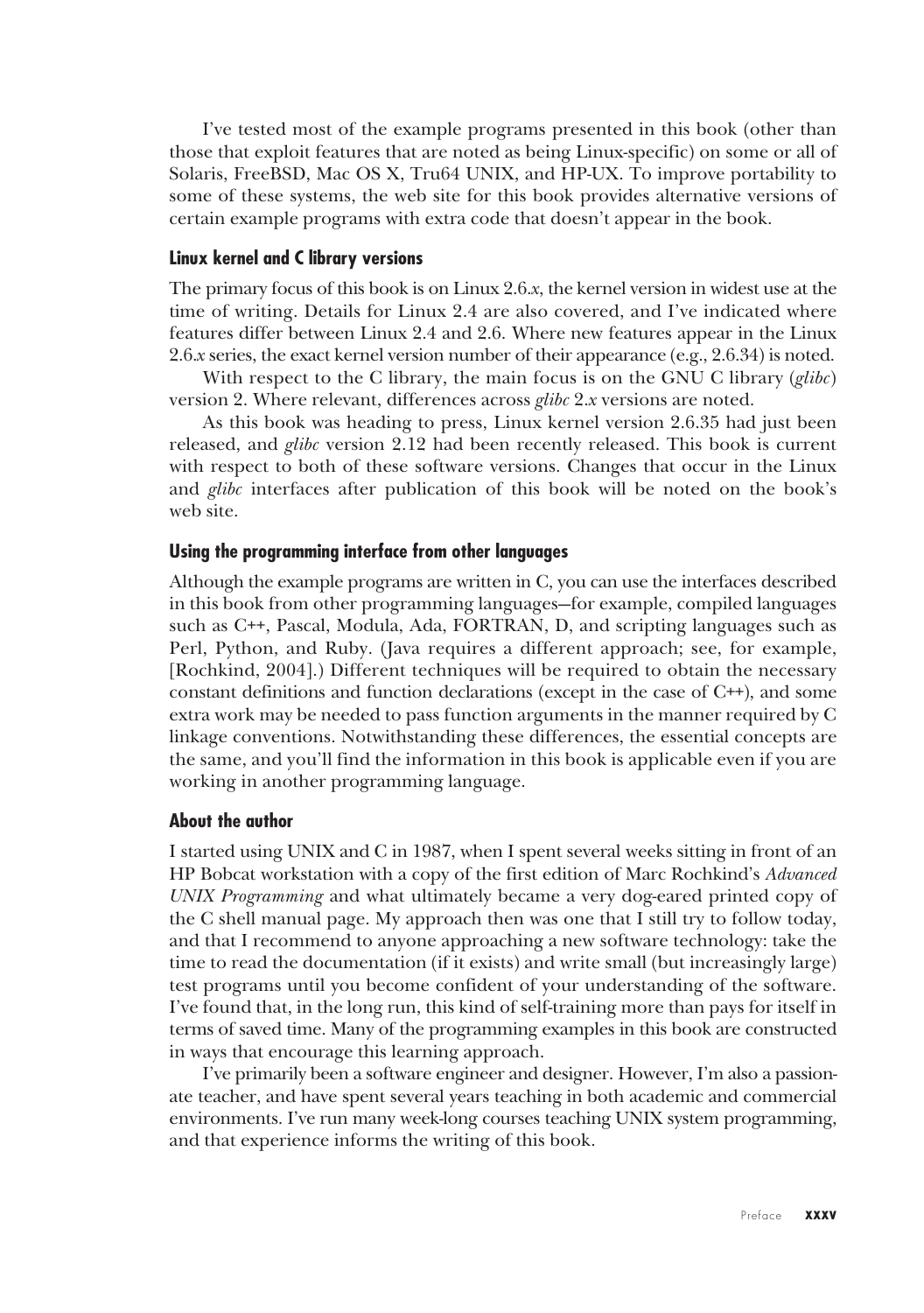I've tested most of the example programs presented in this book (other than those that exploit features that are noted as being Linux-specific) on some or all of Solaris, FreeBSD, Mac OS X, Tru64 UNIX, and HP-UX. To improve portability to some of these systems, the web site for this book provides alternative versions of certain example programs with extra code that doesn't appear in the book.

### Linux kernel and C library versions

The primary focus of this book is on Linux 2.6.*x*, the kernel version in widest use at the time of writing. Details for Linux 2.4 are also covered, and I've indicated where features differ between Linux 2.4 and 2.6. Where new features appear in the Linux 2.6.*x* series, the exact kernel version number of their appearance (e.g., 2.6.34) is noted.

With respect to the C library, the main focus is on the GNU C library (*glibc*) version 2. Where relevant, differences across *glibc* 2.*x* versions are noted.

As this book was heading to press, Linux kernel version 2.6.35 had just been released, and *glibc* version 2.12 had been recently released. This book is current with respect to both of these software versions. Changes that occur in the Linux and *glibc* interfaces after publication of this book will be noted on the book's web site.

### Using the programming interface from other languages

Although the example programs are written in C, you can use the interfaces described in this book from other programming languages—for example, compiled languages such as C++, Pascal, Modula, Ada, FORTRAN, D, and scripting languages such as Perl, Python, and Ruby. (Java requires a different approach; see, for example, [Rochkind, 2004].) Different techniques will be required to obtain the necessary constant definitions and function declarations (except in the case of C++), and some extra work may be needed to pass function arguments in the manner required by C linkage conventions. Notwithstanding these differences, the essential concepts are the same, and you'll find the information in this book is applicable even if you are working in another programming language.

### About the author

I started using UNIX and C in 1987, when I spent several weeks sitting in front of an HP Bobcat workstation with a copy of the first edition of Marc Rochkind's *Advanced UNIX Programming* and what ultimately became a very dog-eared printed copy of the C shell manual page. My approach then was one that I still try to follow today, and that I recommend to anyone approaching a new software technology: take the time to read the documentation (if it exists) and write small (but increasingly large) test programs until you become confident of your understanding of the software. I've found that, in the long run, this kind of self-training more than pays for itself in terms of saved time. Many of the programming examples in this book are constructed in ways that encourage this learning approach.

I've primarily been a software engineer and designer. However, I'm also a passionate teacher, and have spent several years teaching in both academic and commercial environments. I've run many week-long courses teaching UNIX system programming, and that experience informs the writing of this book.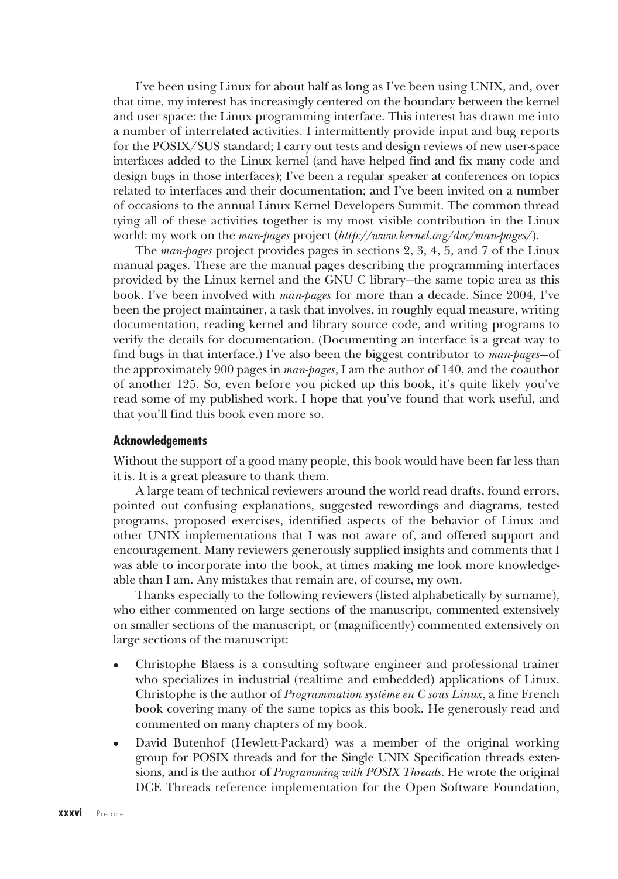I've been using Linux for about half as long as I've been using UNIX, and, over that time, my interest has increasingly centered on the boundary between the kernel and user space: the Linux programming interface. This interest has drawn me into a number of interrelated activities. I intermittently provide input and bug reports for the POSIX/SUS standard; I carry out tests and design reviews of new user-space interfaces added to the Linux kernel (and have helped find and fix many code and design bugs in those interfaces); I've been a regular speaker at conferences on topics related to interfaces and their documentation; and I've been invited on a number of occasions to the annual Linux Kernel Developers Summit. The common thread tying all of these activities together is my most visible contribution in the Linux world: my work on the *man-pages* project (*http://www.kernel.org/doc/man-pages/*).

The *man-pages* project provides pages in sections 2, 3, 4, 5, and 7 of the Linux manual pages. These are the manual pages describing the programming interfaces provided by the Linux kernel and the GNU C library—the same topic area as this book. I've been involved with *man-pages* for more than a decade. Since 2004, I've been the project maintainer, a task that involves, in roughly equal measure, writing documentation, reading kernel and library source code, and writing programs to verify the details for documentation. (Documenting an interface is a great way to find bugs in that interface.) I've also been the biggest contributor to *man-pages*—of the approximately 900 pages in *man-pages*, I am the author of 140, and the coauthor of another 125. So, even before you picked up this book, it's quite likely you've read some of my published work. I hope that you've found that work useful, and that you'll find this book even more so.

### Acknowledgements

Without the support of a good many people, this book would have been far less than it is. It is a great pleasure to thank them.

A large team of technical reviewers around the world read drafts, found errors, pointed out confusing explanations, suggested rewordings and diagrams, tested programs, proposed exercises, identified aspects of the behavior of Linux and other UNIX implementations that I was not aware of, and offered support and encouragement. Many reviewers generously supplied insights and comments that I was able to incorporate into the book, at times making me look more knowledgeable than I am. Any mistakes that remain are, of course, my own.

Thanks especially to the following reviewers (listed alphabetically by surname), who either commented on large sections of the manuscript, commented extensively on smaller sections of the manuscript, or (magnificently) commented extensively on large sections of the manuscript:

- Christophe Blaess is a consulting software engineer and professional trainer who specializes in industrial (realtime and embedded) applications of Linux. Christophe is the author of *Programmation système en C sous Linux*, a fine French book covering many of the same topics as this book. He generously read and commented on many chapters of my book.
- David Butenhof (Hewlett-Packard) was a member of the original working group for POSIX threads and for the Single UNIX Specification threads extensions, and is the author of *Programming with POSIX Threads*. He wrote the original DCE Threads reference implementation for the Open Software Foundation,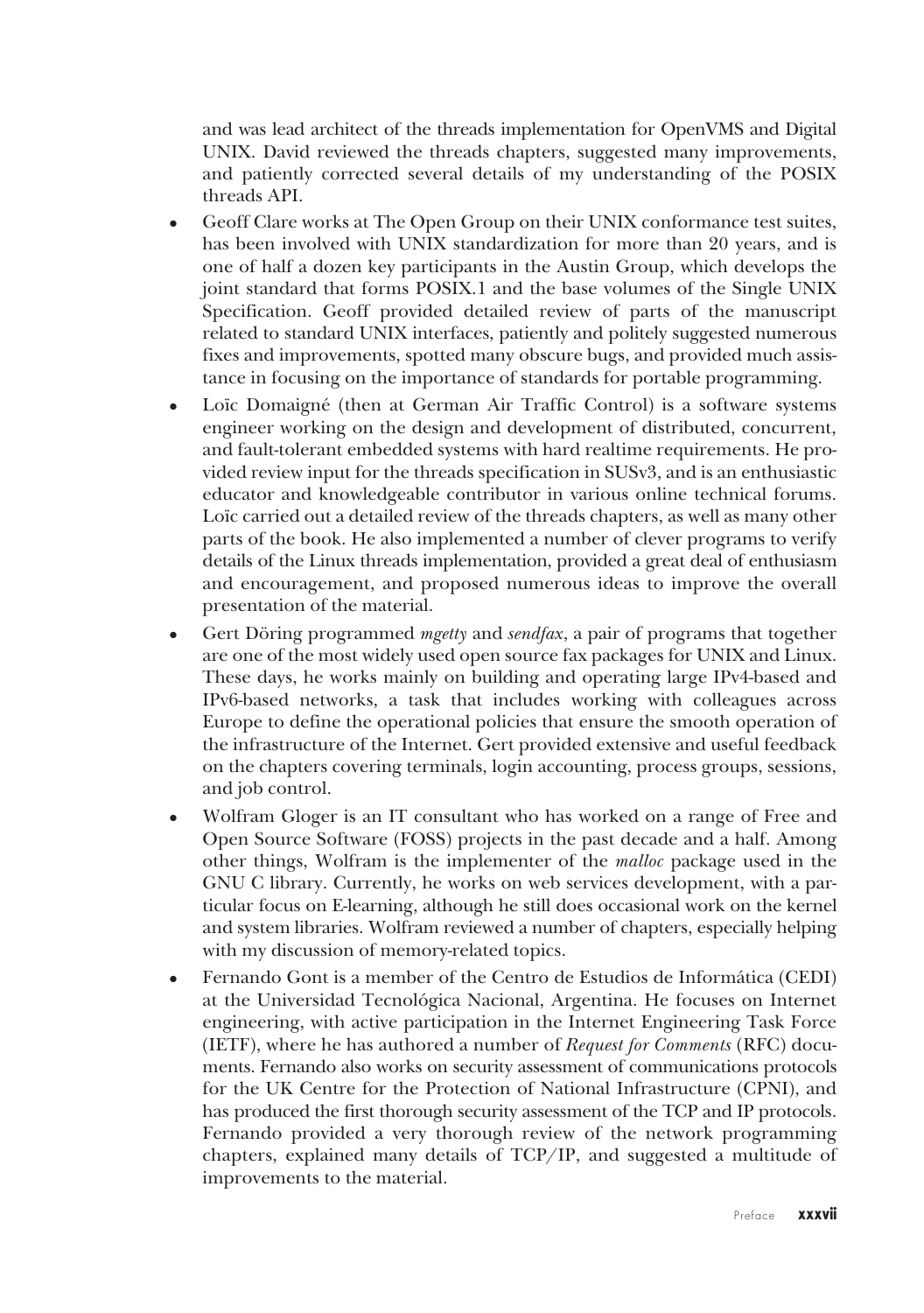and was lead architect of the threads implementation for OpenVMS and Digital UNIX. David reviewed the threads chapters, suggested many improvements, and patiently corrected several details of my understanding of the POSIX threads API.

- Geoff Clare works at The Open Group on their UNIX conformance test suites, has been involved with UNIX standardization for more than 20 years, and is one of half a dozen key participants in the Austin Group, which develops the joint standard that forms POSIX.1 and the base volumes of the Single UNIX Specification. Geoff provided detailed review of parts of the manuscript related to standard UNIX interfaces, patiently and politely suggested numerous fixes and improvements, spotted many obscure bugs, and provided much assistance in focusing on the importance of standards for portable programming.
- Loïc Domaigné (then at German Air Traffic Control) is a software systems engineer working on the design and development of distributed, concurrent, and fault-tolerant embedded systems with hard realtime requirements. He provided review input for the threads specification in SUSv3, and is an enthusiastic educator and knowledgeable contributor in various online technical forums. Loïc carried out a detailed review of the threads chapters, as well as many other parts of the book. He also implemented a number of clever programs to verify details of the Linux threads implementation, provided a great deal of enthusiasm and encouragement, and proposed numerous ideas to improve the overall presentation of the material.
- Gert Döring programmed *mgetty* and *sendfax*, a pair of programs that together are one of the most widely used open source fax packages for UNIX and Linux. These days, he works mainly on building and operating large IPv4-based and IPv6-based networks, a task that includes working with colleagues across Europe to define the operational policies that ensure the smooth operation of the infrastructure of the Internet. Gert provided extensive and useful feedback on the chapters covering terminals, login accounting, process groups, sessions, and job control.
- Wolfram Gloger is an IT consultant who has worked on a range of Free and Open Source Software (FOSS) projects in the past decade and a half. Among other things, Wolfram is the implementer of the *malloc* package used in the GNU C library. Currently, he works on web services development, with a particular focus on E-learning, although he still does occasional work on the kernel and system libraries. Wolfram reviewed a number of chapters, especially helping with my discussion of memory-related topics.
- Fernando Gont is a member of the Centro de Estudios de Informática (CEDI) at the Universidad Tecnológica Nacional, Argentina. He focuses on Internet engineering, with active participation in the Internet Engineering Task Force (IETF), where he has authored a number of *Request for Comments* (RFC) documents. Fernando also works on security assessment of communications protocols for the UK Centre for the Protection of National Infrastructure (CPNI), and has produced the first thorough security assessment of the TCP and IP protocols. Fernando provided a very thorough review of the network programming chapters, explained many details of TCP/IP, and suggested a multitude of improvements to the material.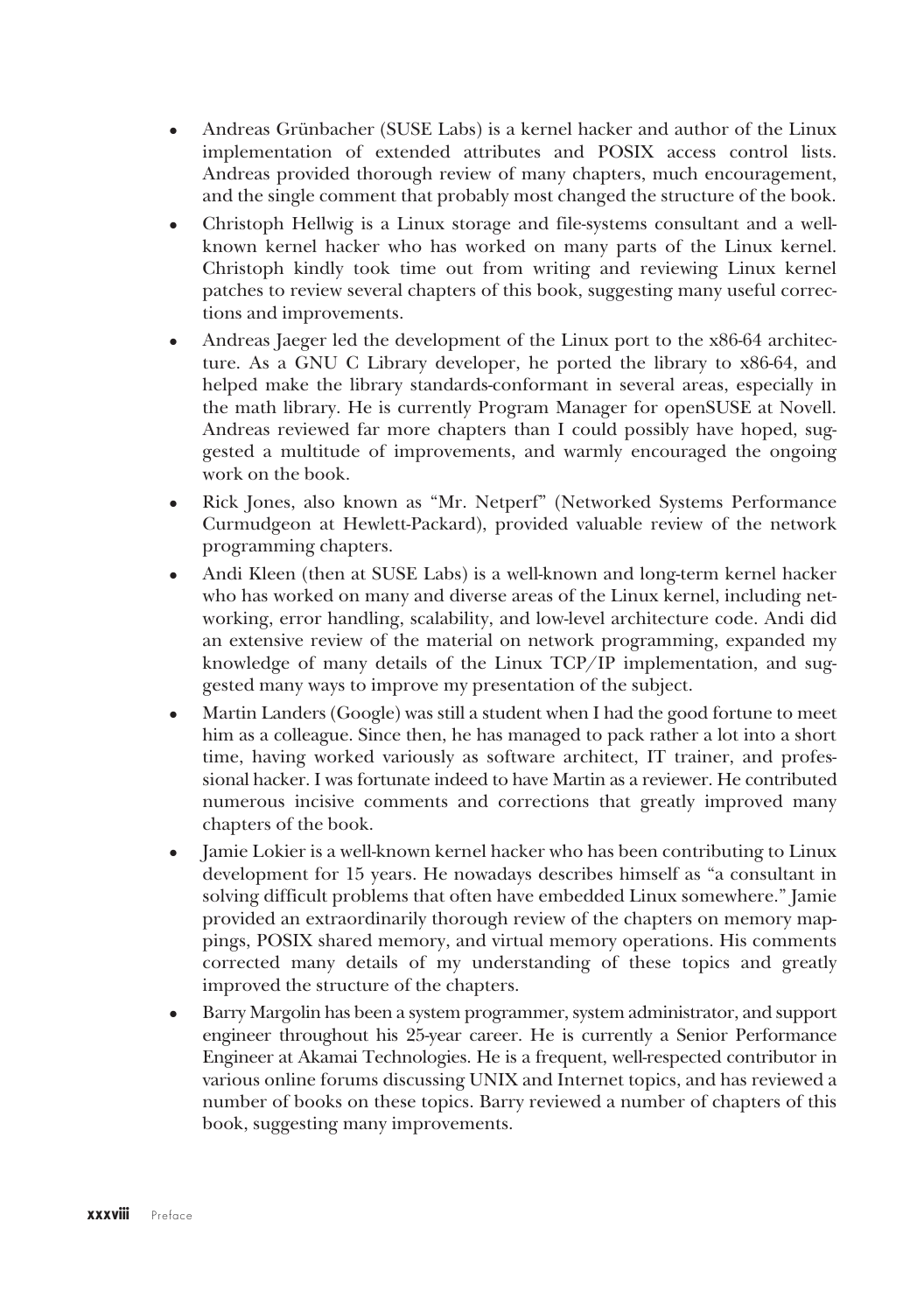- Andreas Grünbacher (SUSE Labs) is a kernel hacker and author of the Linux implementation of extended attributes and POSIX access control lists. Andreas provided thorough review of many chapters, much encouragement, and the single comment that probably most changed the structure of the book.
- Christoph Hellwig is a Linux storage and file-systems consultant and a well-known kernel hacker who has worked on many parts of the Linux kernel. Christoph kindly took time out from writing and reviewing Linux kernel patches to review several chapters of this book, suggesting many useful corrections and improvements.
- Andreas Jaeger led the development of the Linux port to the x86-64 architecture. As a GNU C Library developer, he ported the library to x86-64, and helped make the library standards-conformant in several areas, especially in the math library. He is currently Program Manager for openSUSE at Novell. Andreas reviewed far more chapters than I could possibly have hoped, suggested a multitude of improvements, and warmly encouraged the ongoing work on the book.
- Rick Jones, also known as "Mr. Netperf" (Networked Systems Performance Curmudgeon at Hewlett-Packard), provided valuable review of the network programming chapters.
- Andi Kleen (then at SUSE Labs) is a well-known and long-term kernel hacker who has worked on many and diverse areas of the Linux kernel, including networking, error handling, scalability, and low-level architecture code. Andi did an extensive review of the material on network programming, expanded my knowledge of many details of the Linux TCP/IP implementation, and suggested many ways to improve my presentation of the subject.
- Martin Landers (Google) was still a student when I had the good fortune to meet him as a colleague. Since then, he has managed to pack rather a lot into a short time, having worked variously as software architect, IT trainer, and professional hacker. I was fortunate indeed to have Martin as a reviewer. He contributed numerous incisive comments and corrections that greatly improved many chapters of the book.
- Jamie Lokier is a well-known kernel hacker who has been contributing to Linux development for 15 years. He nowadays describes himself as "a consultant in solving difficult problems that often have embedded Linux somewhere." Jamie provided an extraordinarily thorough review of the chapters on memory mappings, POSIX shared memory, and virtual memory operations. His comments corrected many details of my understanding of these topics and greatly improved the structure of the chapters.
- Barry Margolin has been a system programmer, system administrator, and support engineer throughout his 25-year career. He is currently a Senior Performance Engineer at Akamai Technologies. He is a frequent, well-respected contributor in various online forums discussing UNIX and Internet topics, and has reviewed a number of books on these topics. Barry reviewed a number of chapters of this book, suggesting many improvements.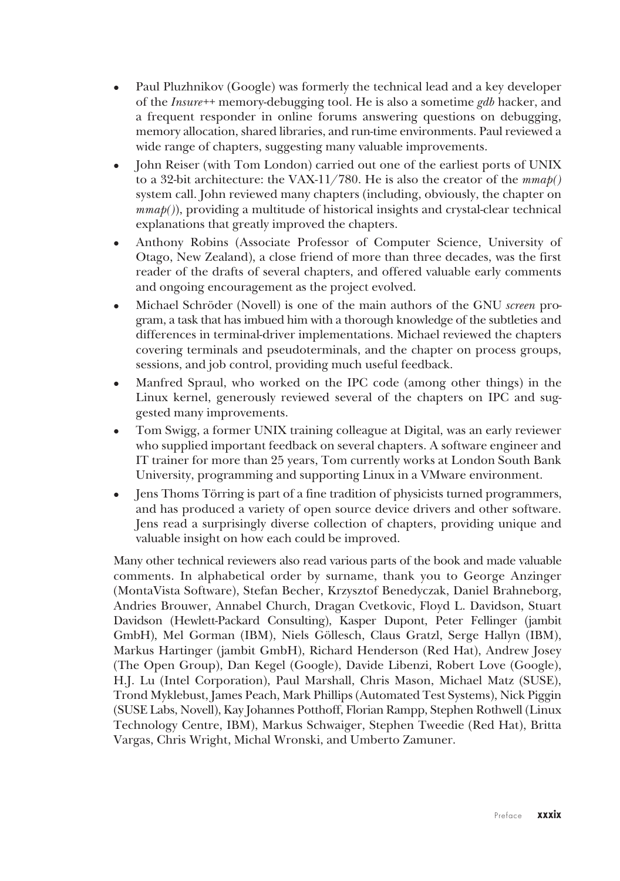- Paul Pluzhnikov (Google) was formerly the technical lead and a key developer of the *Insure++* memory-debugging tool. He is also a sometime *gdb* hacker, and a frequent responder in online forums answering questions on debugging, memory allocation, shared libraries, and run-time environments. Paul reviewed a wide range of chapters, suggesting many valuable improvements.
- John Reiser (with Tom London) carried out one of the earliest ports of UNIX to a 32-bit architecture: the VAX-11/780. He is also the creator of the *mmap()* system call. John reviewed many chapters (including, obviously, the chapter on *mmap()*), providing a multitude of historical insights and crystal-clear technical explanations that greatly improved the chapters.
- Anthony Robins (Associate Professor of Computer Science, University of Otago, New Zealand), a close friend of more than three decades, was the first reader of the drafts of several chapters, and offered valuable early comments and ongoing encouragement as the project evolved.
- Michael Schröder (Novell) is one of the main authors of the GNU *screen* program, a task that has imbued him with a thorough knowledge of the subtleties and differences in terminal-driver implementations. Michael reviewed the chapters covering terminals and pseudoterminals, and the chapter on process groups, sessions, and job control, providing much useful feedback.
- Manfred Spraul, who worked on the IPC code (among other things) in the Linux kernel, generously reviewed several of the chapters on IPC and suggested many improvements.
- Tom Swigg, a former UNIX training colleague at Digital, was an early reviewer who supplied important feedback on several chapters. A software engineer and IT trainer for more than 25 years, Tom currently works at London South Bank University, programming and supporting Linux in a VMware environment.
- Jens Thoms Törring is part of a fine tradition of physicists turned programmers, and has produced a variety of open source device drivers and other software. Jens read a surprisingly diverse collection of chapters, providing unique and valuable insight on how each could be improved.

Many other technical reviewers also read various parts of the book and made valuable comments. In alphabetical order by surname, thank you to George Anzinger (MontaVista Software), Stefan Becher, Krzysztof Benedyczak, Daniel Brahneborg, Andries Brouwer, Annabel Church, Dragan Cvetkovic, Floyd L. Davidson, Stuart Davidson (Hewlett-Packard Consulting), Kasper Dupont, Peter Fellinger (jambit GmbH), Mel Gorman (IBM), Niels Göllesch, Claus Gratzl, Serge Hallyn (IBM), Markus Hartinger (jambit GmbH), Richard Henderson (Red Hat), Andrew Josey (The Open Group), Dan Kegel (Google), Davide Libenzi, Robert Love (Google), H.J. Lu (Intel Corporation), Paul Marshall, Chris Mason, Michael Matz (SUSE), Trond Myklebust, James Peach, Mark Phillips (Automated Test Systems), Nick Piggin (SUSE Labs, Novell), Kay Johannes Potthoff, Florian Rampp, Stephen Rothwell (Linux Technology Centre, IBM), Markus Schwaiger, Stephen Tweedie (Red Hat), Britta Vargas, Chris Wright, Michal Wronski, and Umberto Zamuner.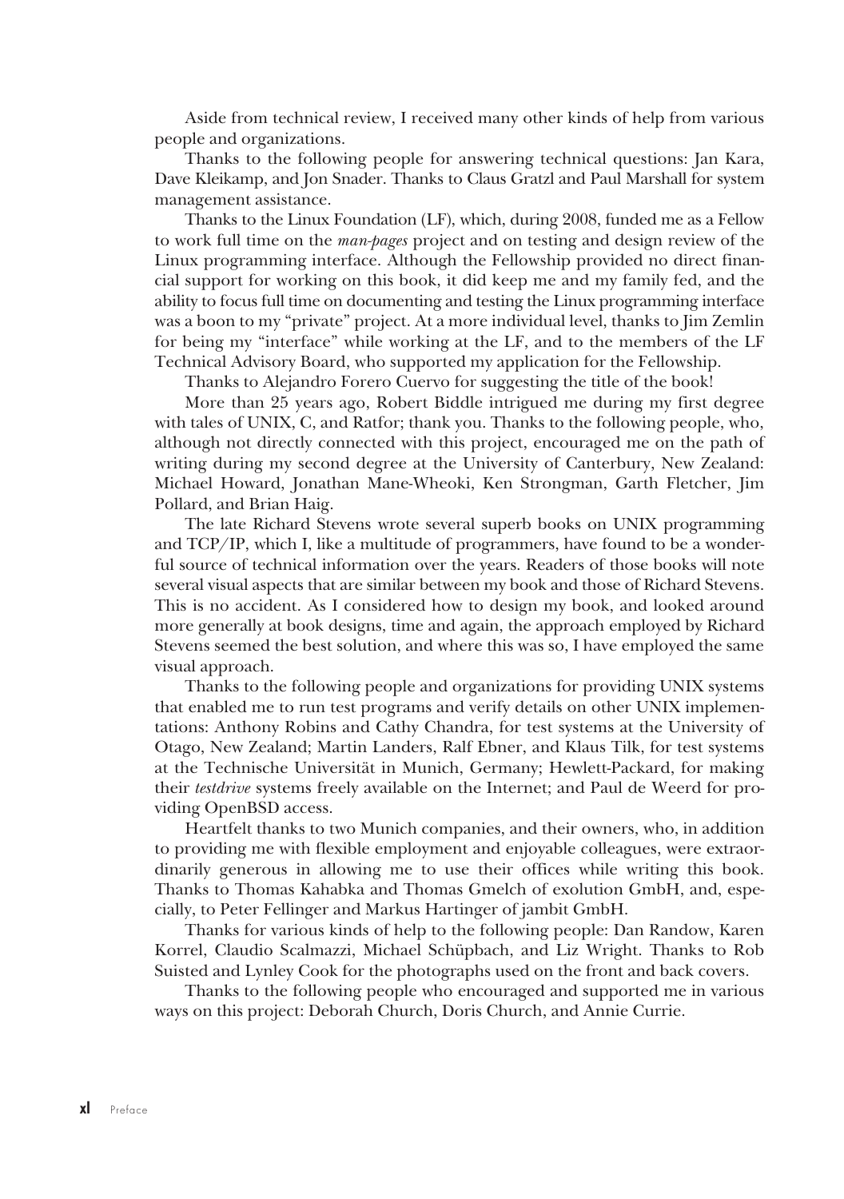Aside from technical review, I received many other kinds of help from various people and organizations.

Thanks to the following people for answering technical questions: Jan Kara, Dave Kleikamp, and Jon Snader. Thanks to Claus Gratzl and Paul Marshall for system management assistance.

Thanks to the Linux Foundation (LF), which, during 2008, funded me as a Fellow to work full time on the *man-pages* project and on testing and design review of the Linux programming interface. Although the Fellowship provided no direct financial support for working on this book, it did keep me and my family fed, and the ability to focus full time on documenting and testing the Linux programming interface was a boon to my "private" project. At a more individual level, thanks to Jim Zemlin for being my "interface" while working at the LF, and to the members of the LF Technical Advisory Board, who supported my application for the Fellowship.

Thanks to Alejandro Forero Cuervo for suggesting the title of the book!

More than 25 years ago, Robert Biddle intrigued me during my first degree with tales of UNIX, C, and Ratfor; thank you. Thanks to the following people, who, although not directly connected with this project, encouraged me on the path of writing during my second degree at the University of Canterbury, New Zealand: Michael Howard, Jonathan Mane-Wheoki, Ken Strongman, Garth Fletcher, Jim Pollard, and Brian Haig.

The late Richard Stevens wrote several superb books on UNIX programming and TCP/IP, which I, like a multitude of programmers, have found to be a wonderful source of technical information over the years. Readers of those books will note several visual aspects that are similar between my book and those of Richard Stevens. This is no accident. As I considered how to design my book, and looked around more generally at book designs, time and again, the approach employed by Richard Stevens seemed the best solution, and where this was so, I have employed the same visual approach.

Thanks to the following people and organizations for providing UNIX systems that enabled me to run test programs and verify details on other UNIX implementations: Anthony Robins and Cathy Chandra, for test systems at the University of Otago, New Zealand; Martin Landers, Ralf Ebner, and Klaus Tilk, for test systems at the Technische Universität in Munich, Germany; Hewlett-Packard, for making their *testdrive* systems freely available on the Internet; and Paul de Weerd for providing OpenBSD access.

Heartfelt thanks to two Munich companies, and their owners, who, in addition to providing me with flexible employment and enjoyable colleagues, were extraordinarily generous in allowing me to use their offices while writing this book. Thanks to Thomas Kahabka and Thomas Gmelch of exolution GmbH, and, especially, to Peter Fellinger and Markus Hartinger of jambit GmbH.

Thanks for various kinds of help to the following people: Dan Randow, Karen Korrel, Claudio Scalmazzi, Michael Schüpbach, and Liz Wright. Thanks to Rob Suisted and Lynley Cook for the photographs used on the front and back covers.

Thanks to the following people who encouraged and supported me in various ways on this project: Deborah Church, Doris Church, and Annie Currie.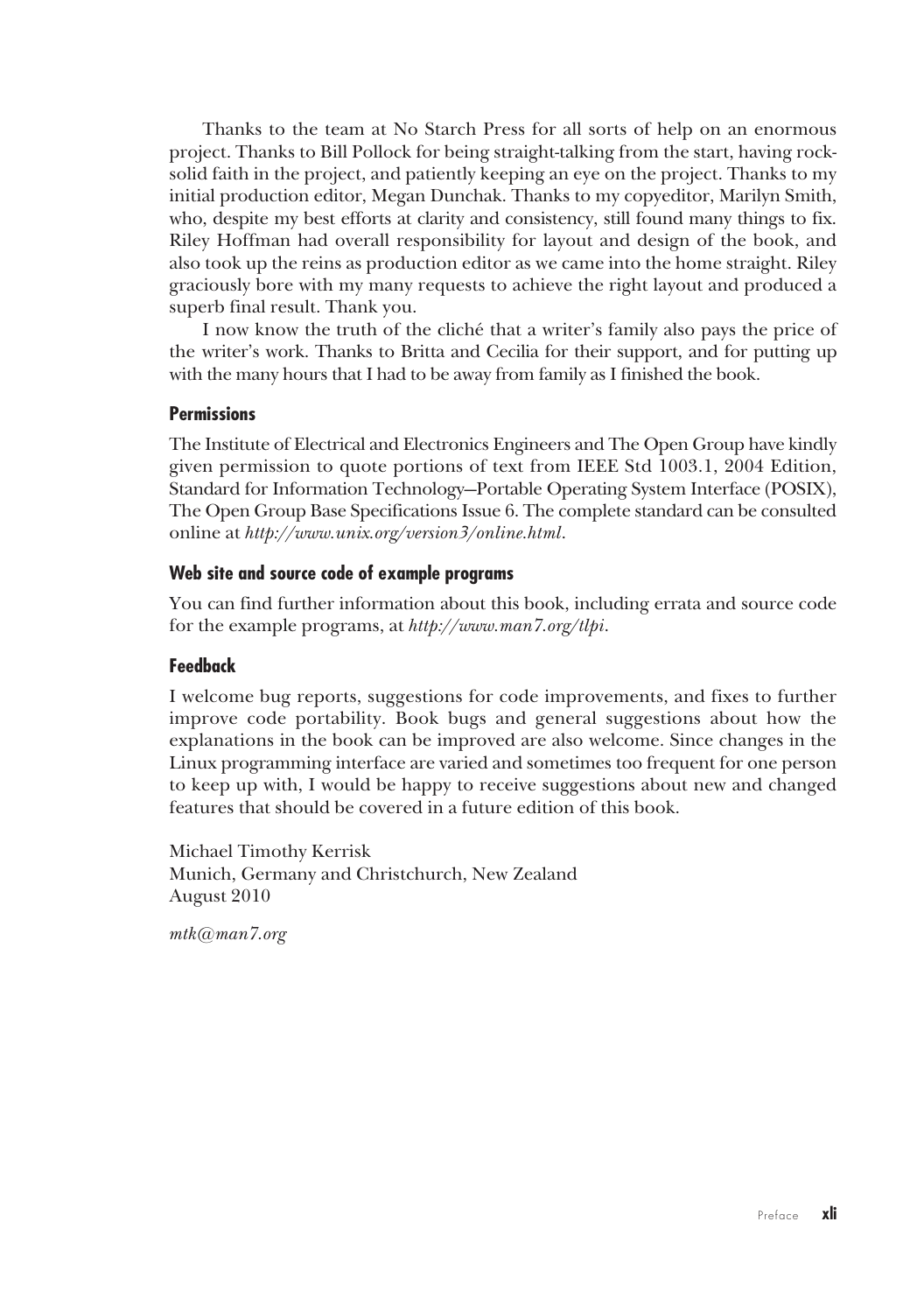Thanks to the team at No Starch Press for all sorts of help on an enormous project. Thanks to Bill Pollock for being straight-talking from the start, having rock-solid faith in the project, and patiently keeping an eye on the project. Thanks to my initial production editor, Megan Dunchak. Thanks to my copyeditor, Marilyn Smith, who, despite my best efforts at clarity and consistency, still found many things to fix. Riley Hoffman had overall responsibility for layout and design of the book, and also took up the reins as production editor as we came into the home straight. Riley graciously bore with my many requests to achieve the right layout and produced a superb final result. Thank you.

I now know the truth of the cliché that a writer's family also pays the price of the writer's work. Thanks to Britta and Cecilia for their support, and for putting up with the many hours that I had to be away from family as I finished the book.

### Permissions

The Institute of Electrical and Electronics Engineers and The Open Group have kindly given permission to quote portions of text from IEEE Std 1003.1, 2004 Edition, Standard for Information Technology—Portable Operating System Interface (POSIX), The Open Group Base Specifications Issue 6. The complete standard can be consulted online at *http://www.unix.org/version3/online.html*.

### Web site and source code of example programs

You can find further information about this book, including errata and source code for the example programs, at *http://www.man7.org/tlpi*.

### Feedback

I welcome bug reports, suggestions for code improvements, and fixes to further improve code portability. Book bugs and general suggestions about how the explanations in the book can be improved are also welcome. Since changes in the Linux programming interface are varied and sometimes too frequent for one person to keep up with, I would be happy to receive suggestions about new and changed features that should be covered in a future edition of this book.

Michael Timothy Kerrisk
Munich, Germany and Christchurch, New Zealand
August 2010

*mtk@man7.org*